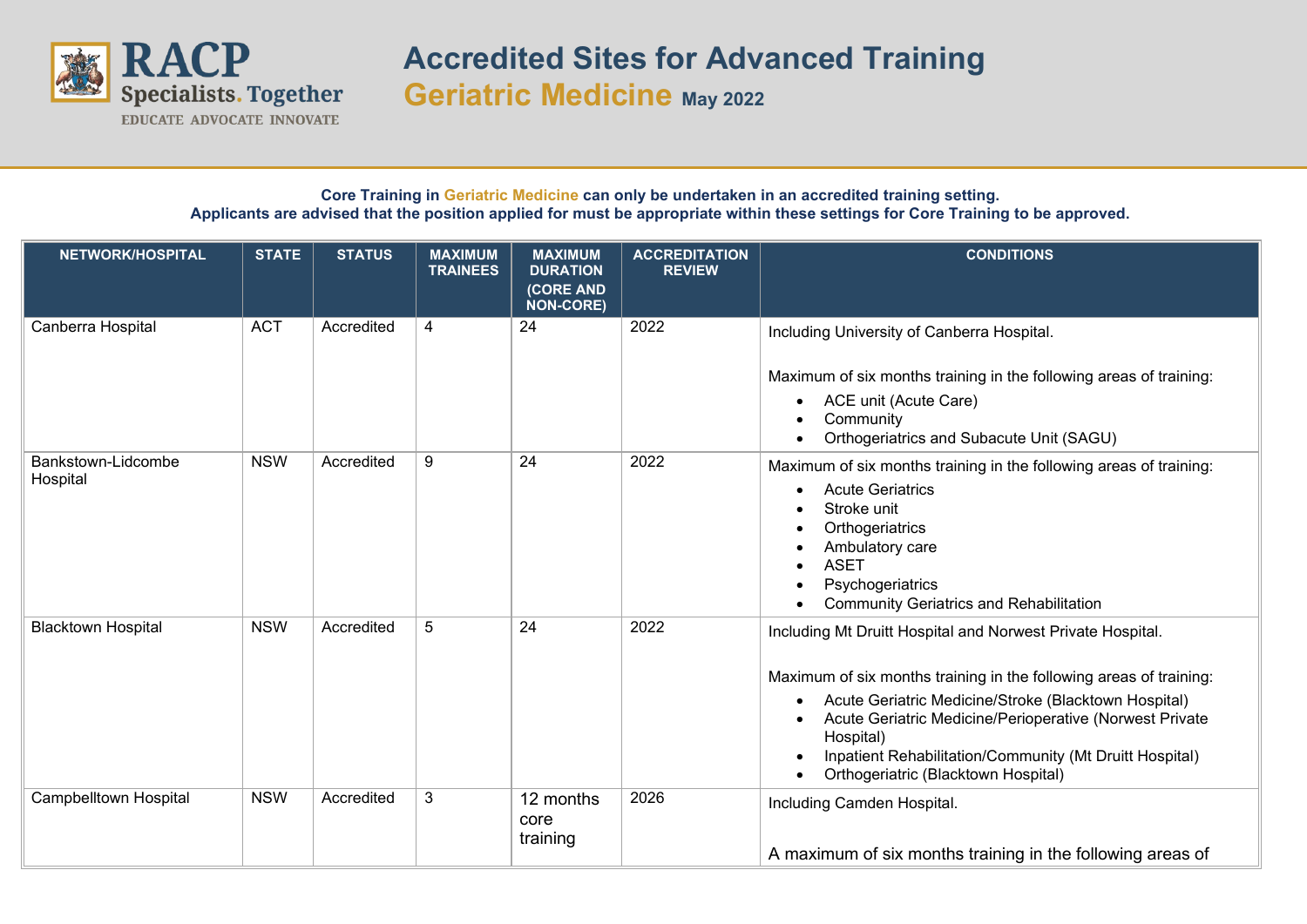RACP Specialists. Together

EDUCATE ADVOCATE INNOVATE

# Accredited Sites for Advanced Training

## Geriatric Medicine May 2022

**Core Training in Geriatric Medicine can only be undertaken in an accredited training setting.**
**Applicants are advised that the position applied for must be appropriate within these settings for Core Training to be approved.**

| NETWORK/HOSPITAL | STATE | STATUS | MAXIMUM TRAINEES | MAXIMUM DURATION (CORE AND NON-CORE) | ACCREDITATION REVIEW | CONDITIONS |
|---|---|---|---|---|---|---|
| Canberra Hospital | ACT | Accredited | 4 | 24 | 2022 | Including University of Canberra Hospital.<br><br>Maximum of six months training in the following areas of training:<br>• ACE unit (Acute Care)<br>• Community<br>• Orthogeriatrics and Subacute Unit (SAGU) |
| Bankstown-Lidcombe Hospital | NSW | Accredited | 9 | 24 | 2022 | Maximum of six months training in the following areas of training:<br>• Acute Geriatrics<br>• Stroke unit<br>• Orthogeriatrics<br>• Ambulatory care<br>• ASET<br>• Psychogeriatrics<br>• Community Geriatrics and Rehabilitation |
| Blacktown Hospital | NSW | Accredited | 5 | 24 | 2022 | Including Mt Druitt Hospital and Norwest Private Hospital.<br><br>Maximum of six months training in the following areas of training:<br>• Acute Geriatric Medicine/Stroke (Blacktown Hospital)<br>• Acute Geriatric Medicine/Perioperative (Norwest Private Hospital)<br>• Inpatient Rehabilitation/Community (Mt Druitt Hospital)<br>• Orthogeriatric (Blacktown Hospital) |
| Campbelltown Hospital | NSW | Accredited | 3 | 12 months core training | 2026 | Including Camden Hospital.<br><br>A maximum of six months training in the following areas of |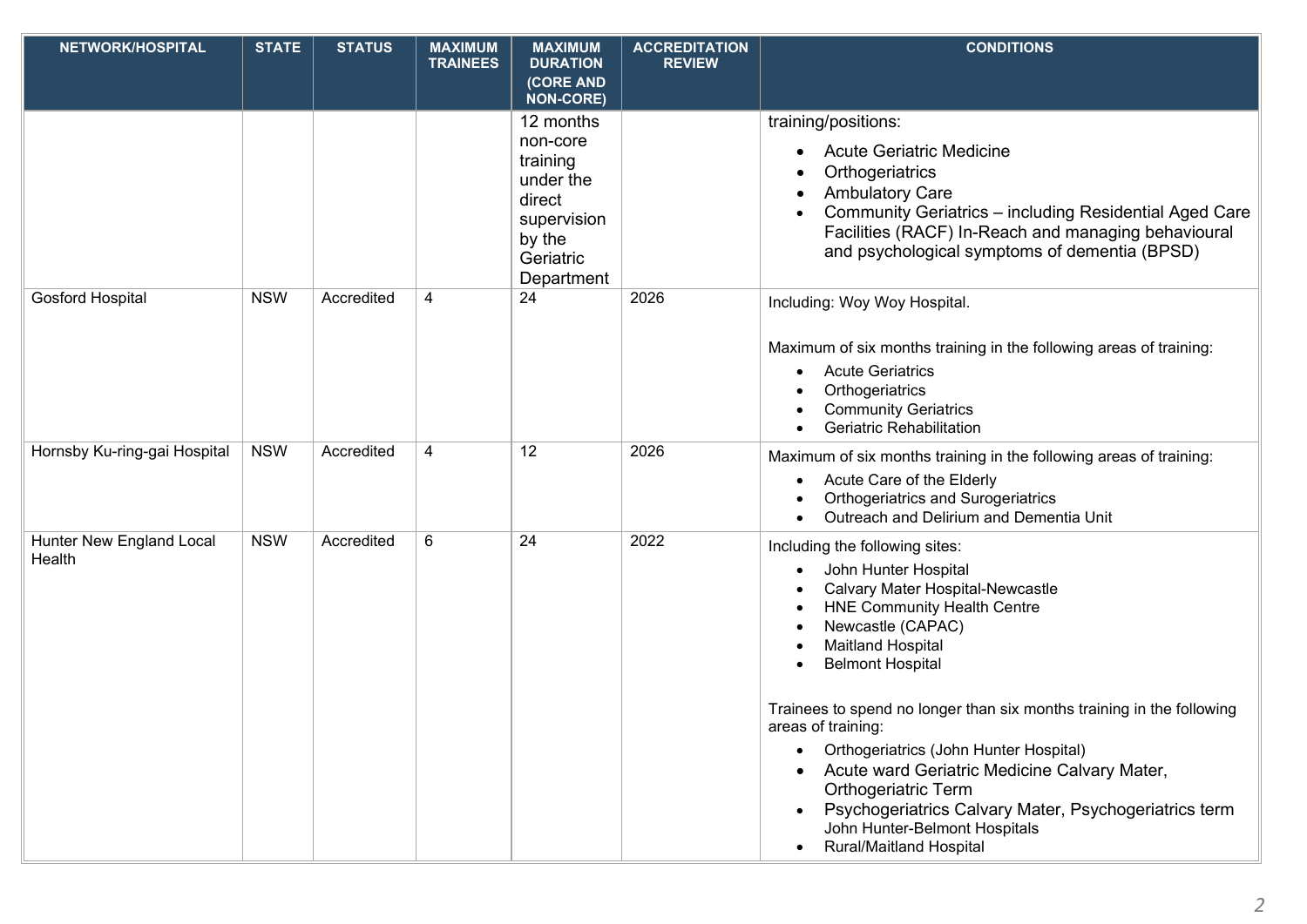| NETWORK/HOSPITAL | STATE | STATUS | MAXIMUM TRAINEES | MAXIMUM DURATION (CORE AND NON-CORE) | ACCREDITATION REVIEW | CONDITIONS |
|---|---|---|---|---|---|---|
| | | | | 12 months non-core training under the direct supervision by the Geriatric Department | | training/positions:<br>• Acute Geriatric Medicine<br>• Orthogeriatrics<br>• Ambulatory Care<br>• Community Geriatrics – including Residential Aged Care Facilities (RACF) In-Reach and managing behavioural and psychological symptoms of dementia (BPSD) |
| Gosford Hospital | NSW | Accredited | 4 | 24 | 2026 | Including: Woy Woy Hospital.<br><br>Maximum of six months training in the following areas of training:<br>• Acute Geriatrics<br>• Orthogeriatrics<br>• Community Geriatrics<br>• Geriatric Rehabilitation |
| Hornsby Ku-ring-gai Hospital | NSW | Accredited | 4 | 12 | 2026 | Maximum of six months training in the following areas of training:<br>• Acute Care of the Elderly<br>• Orthogeriatrics and Surogeriatrics<br>• Outreach and Delirium and Dementia Unit |
| Hunter New England Local Health | NSW | Accredited | 6 | 24 | 2022 | Including the following sites:<br>• John Hunter Hospital<br>• Calvary Mater Hospital-Newcastle<br>• HNE Community Health Centre<br>• Newcastle (CAPAC)<br>• Maitland Hospital<br>• Belmont Hospital<br><br>Trainees to spend no longer than six months training in the following areas of training:<br>• Orthogeriatrics (John Hunter Hospital)<br>• Acute ward Geriatric Medicine Calvary Mater, Orthogeriatric Term<br>• Psychogeriatrics Calvary Mater, Psychogeriatrics term John Hunter-Belmont Hospitals<br>• Rural/Maitland Hospital |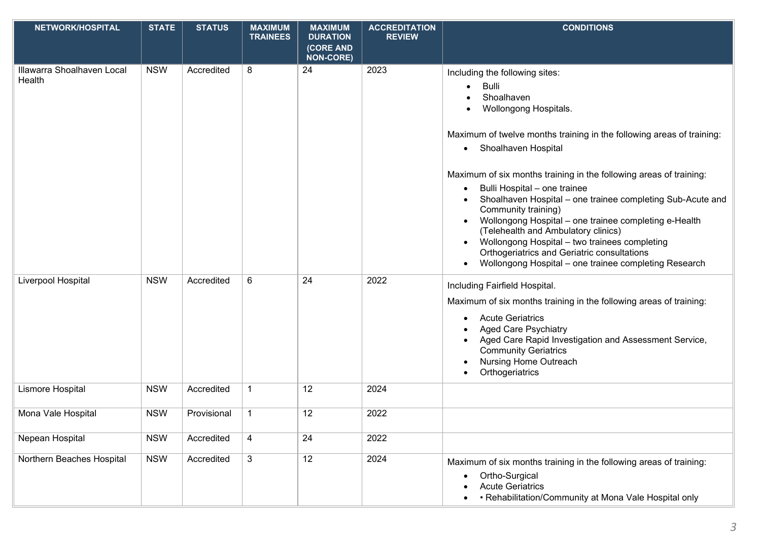| NETWORK/HOSPITAL | STATE | STATUS | MAXIMUM TRAINEES | MAXIMUM DURATION (CORE AND NON-CORE) | ACCREDITATION REVIEW | CONDITIONS |
|---|---|---|---|---|---|---|
| Illawarra Shoalhaven Local Health | NSW | Accredited | 8 | 24 | 2023 | Including the following sites:<br>• Bulli<br>• Shoalhaven<br>• Wollongong Hospitals.<br><br>Maximum of twelve months training in the following areas of training:<br>• Shoalhaven Hospital<br><br>Maximum of six months training in the following areas of training:<br>• Bulli Hospital – one trainee<br>• Shoalhaven Hospital – one trainee completing Sub-Acute and Community training)<br>• Wollongong Hospital – one trainee completing e-Health (Telehealth and Ambulatory clinics)<br>• Wollongong Hospital – two trainees completing Orthogeriatrics and Geriatric consultations<br>• Wollongong Hospital – one trainee completing Research |
| Liverpool Hospital | NSW | Accredited | 6 | 24 | 2022 | Including Fairfield Hospital.<br>Maximum of six months training in the following areas of training:<br>• Acute Geriatrics<br>• Aged Care Psychiatry<br>• Aged Care Rapid Investigation and Assessment Service, Community Geriatrics<br>• Nursing Home Outreach<br>• Orthogeriatrics |
| Lismore Hospital | NSW | Accredited | 1 | 12 | 2024 | |
| Mona Vale Hospital | NSW | Provisional | 1 | 12 | 2022 | |
| Nepean Hospital | NSW | Accredited | 4 | 24 | 2022 | |
| Northern Beaches Hospital | NSW | Accredited | 3 | 12 | 2024 | Maximum of six months training in the following areas of training:<br>• Ortho-Surgical<br>• Acute Geriatrics<br>• • Rehabilitation/Community at Mona Vale Hospital only |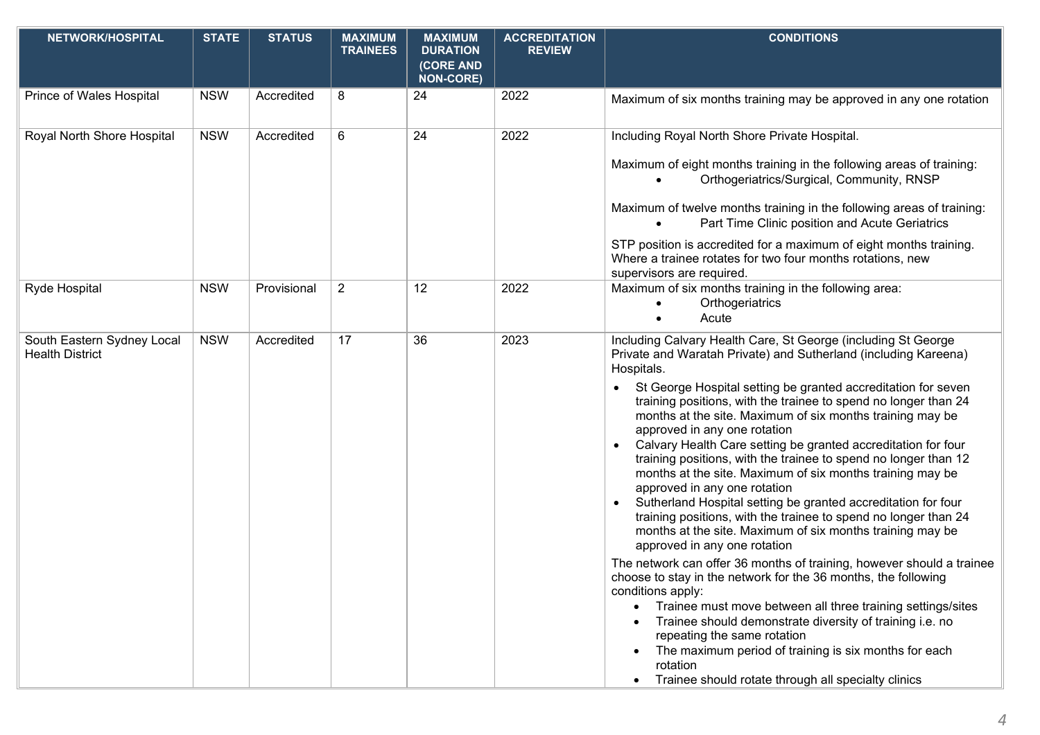| NETWORK/HOSPITAL | STATE | STATUS | MAXIMUM TRAINEES | MAXIMUM DURATION (CORE AND NON-CORE) | ACCREDITATION REVIEW | CONDITIONS |
|---|---|---|---|---|---|---|
| Prince of Wales Hospital | NSW | Accredited | 8 | 24 | 2022 | Maximum of six months training may be approved in any one rotation |
| Royal North Shore Hospital | NSW | Accredited | 6 | 24 | 2022 | Including Royal North Shore Private Hospital.<br><br>Maximum of eight months training in the following areas of training:<br>• Orthogeriatrics/Surgical, Community, RNSP<br><br>Maximum of twelve months training in the following areas of training:<br>• Part Time Clinic position and Acute Geriatrics<br><br>STP position is accredited for a maximum of eight months training. Where a trainee rotates for two four months rotations, new supervisors are required. |
| Ryde Hospital | NSW | Provisional | 2 | 12 | 2022 | Maximum of six months training in the following area:<br>• Orthogeriatrics<br>• Acute |
| South Eastern Sydney Local Health District | NSW | Accredited | 17 | 36 | 2023 | Including Calvary Health Care, St George (including St George Private and Waratah Private) and Sutherland (including Kareena) Hospitals.<br>• St George Hospital setting be granted accreditation for seven training positions, with the trainee to spend no longer than 24 months at the site. Maximum of six months training may be approved in any one rotation<br>• Calvary Health Care setting be granted accreditation for four training positions, with the trainee to spend no longer than 12 months at the site. Maximum of six months training may be approved in any one rotation<br>• Sutherland Hospital setting be granted accreditation for four training positions, with the trainee to spend no longer than 24 months at the site. Maximum of six months training may be approved in any one rotation<br><br>The network can offer 36 months of training, however should a trainee choose to stay in the network for the 36 months, the following conditions apply:<br>• Trainee must move between all three training settings/sites<br>• Trainee should demonstrate diversity of training i.e. no repeating the same rotation<br>• The maximum period of training is six months for each rotation<br>• Trainee should rotate through all specialty clinics |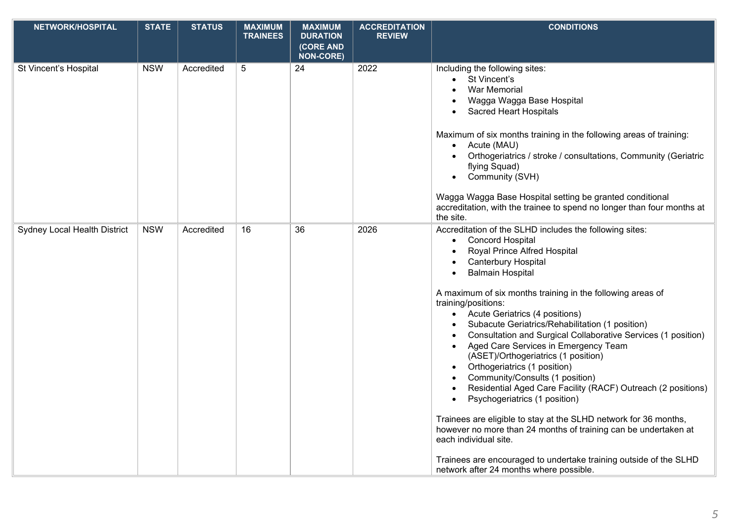| NETWORK/HOSPITAL | STATE | STATUS | MAXIMUM TRAINEES | MAXIMUM DURATION (CORE AND NON-CORE) | ACCREDITATION REVIEW | CONDITIONS |
|---|---|---|---|---|---|---|
| St Vincent's Hospital | NSW | Accredited | 5 | 24 | 2022 | Including the following sites:<br>• St Vincent's<br>• War Memorial<br>• Wagga Wagga Base Hospital<br>• Sacred Heart Hospitals<br><br>Maximum of six months training in the following areas of training:<br>• Acute (MAU)<br>• Orthogeriatrics / stroke / consultations, Community (Geriatric flying Squad)<br>• Community (SVH)<br><br>Wagga Wagga Base Hospital setting be granted conditional accreditation, with the trainee to spend no longer than four months at the site. |
| Sydney Local Health District | NSW | Accredited | 16 | 36 | 2026 | Accreditation of the SLHD includes the following sites:<br>• Concord Hospital<br>• Royal Prince Alfred Hospital<br>• Canterbury Hospital<br>• Balmain Hospital<br><br>A maximum of six months training in the following areas of training/positions:<br>• Acute Geriatrics (4 positions)<br>• Subacute Geriatrics/Rehabilitation (1 position)<br>• Consultation and Surgical Collaborative Services (1 position)<br>• Aged Care Services in Emergency Team (ASET)/Orthogeriatrics (1 position)<br>• Orthogeriatrics (1 position)<br>• Community/Consults (1 position)<br>• Residential Aged Care Facility (RACF) Outreach (2 positions)<br>• Psychogeriatrics (1 position)<br><br>Trainees are eligible to stay at the SLHD network for 36 months, however no more than 24 months of training can be undertaken at each individual site.<br><br>Trainees are encouraged to undertake training outside of the SLHD network after 24 months where possible. |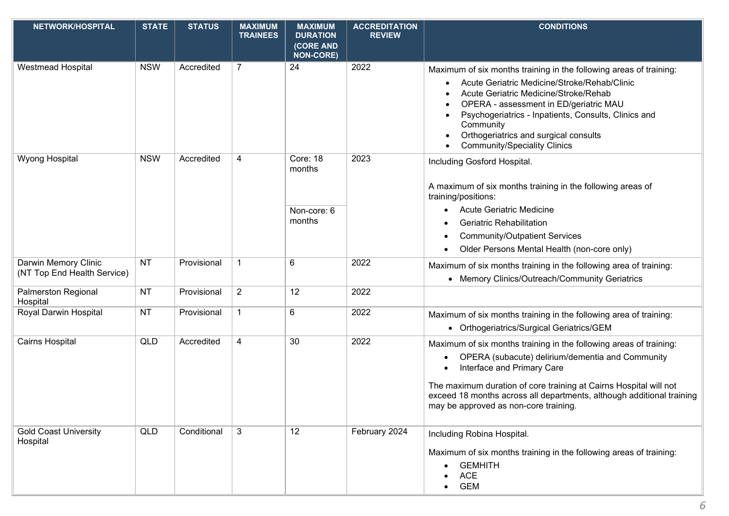| NETWORK/HOSPITAL | STATE | STATUS | MAXIMUM TRAINEES | MAXIMUM DURATION (CORE AND NON-CORE) | ACCREDITATION REVIEW | CONDITIONS |
|---|---|---|---|---|---|---|
| Westmead Hospital | NSW | Accredited | 7 | 24 | 2022 | Maximum of six months training in the following areas of training: <br>• Acute Geriatric Medicine/Stroke/Rehab/Clinic <br>• Acute Geriatric Medicine/Stroke/Rehab <br>• OPERA - assessment in ED/geriatric MAU <br>• Psychogeriatrics - Inpatients, Consults, Clinics and Community <br>• Orthogeriatrics and surgical consults <br>• Community/Speciality Clinics |
| Wyong Hospital | NSW | Accredited | 4 | Core: 18 months <br>Non-core: 6 months | 2023 | Including Gosford Hospital. <br><br>A maximum of six months training in the following areas of training/positions: <br>• Acute Geriatric Medicine <br>• Geriatric Rehabilitation <br>• Community/Outpatient Services <br>• Older Persons Mental Health (non-core only) |
| Darwin Memory Clinic (NT Top End Health Service) | NT | Provisional | 1 | 6 | 2022 | Maximum of six months training in the following area of training: <br>• Memory Clinics/Outreach/Community Geriatrics |
| Palmerston Regional Hospital | NT | Provisional | 2 | 12 | 2022 | |
| Royal Darwin Hospital | NT | Provisional | 1 | 6 | 2022 | Maximum of six months training in the following area of training: <br>• Orthogeriatrics/Surgical Geriatrics/GEM |
| Cairns Hospital | QLD | Accredited | 4 | 30 | 2022 | Maximum of six months training in the following areas of training: <br>• OPERA (subacute) delirium/dementia and Community <br>• Interface and Primary Care <br><br>The maximum duration of core training at Cairns Hospital will not exceed 18 months across all departments, although additional training may be approved as non-core training. |
| Gold Coast University Hospital | QLD | Conditional | 3 | 12 | February 2024 | Including Robina Hospital. <br><br>Maximum of six months training in the following areas of training: <br>• GEMHITH <br>• ACE <br>• GEM |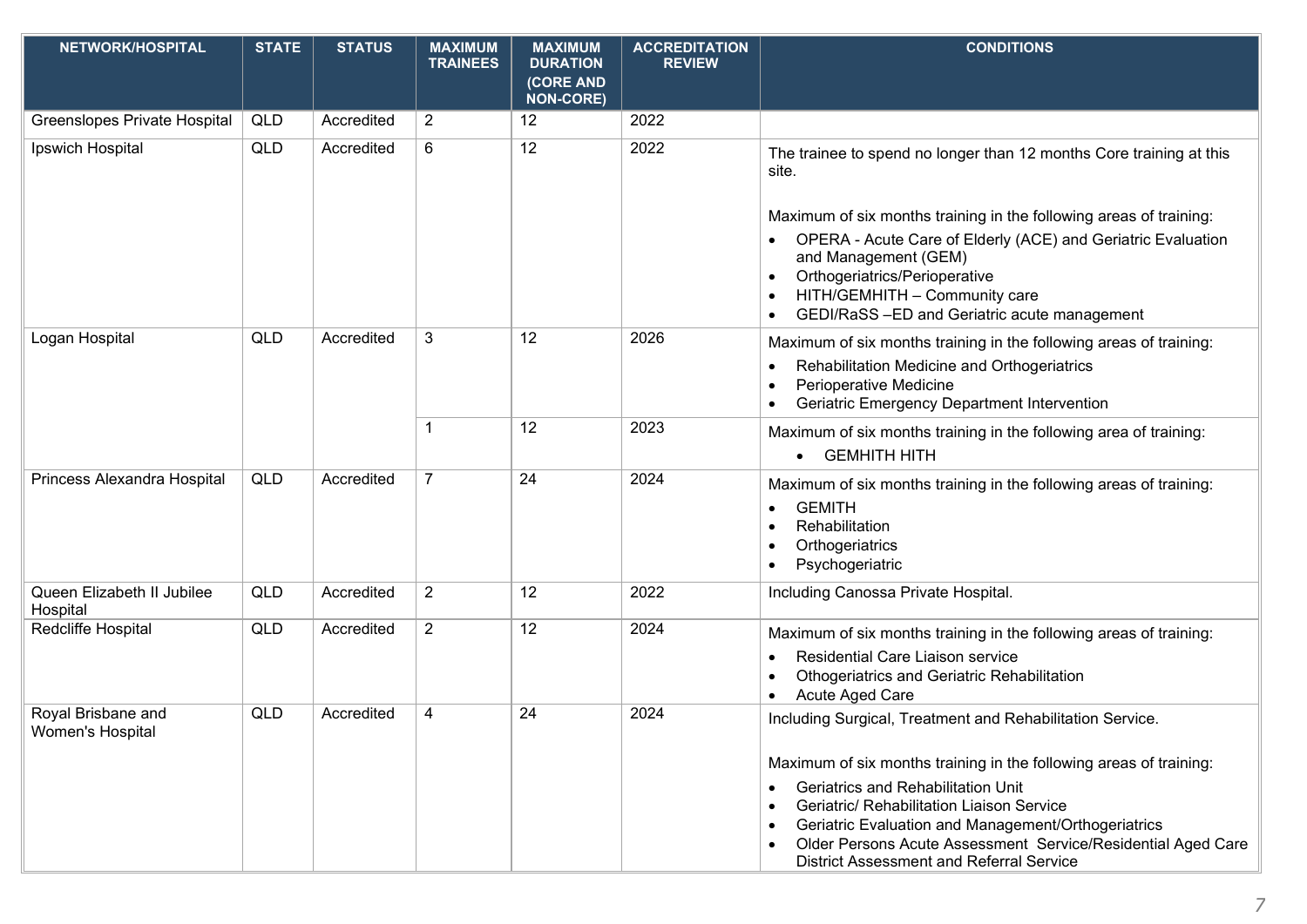| NETWORK/HOSPITAL | STATE | STATUS | MAXIMUM TRAINEES | MAXIMUM DURATION (CORE AND NON-CORE) | ACCREDITATION REVIEW | CONDITIONS |
|---|---|---|---|---|---|---|
| Greenslopes Private Hospital | QLD | Accredited | 2 | 12 | 2022 | |
| Ipswich Hospital | QLD | Accredited | 6 | 12 | 2022 | The trainee to spend no longer than 12 months Core training at this site.<br><br>Maximum of six months training in the following areas of training:<br>• OPERA - Acute Care of Elderly (ACE) and Geriatric Evaluation and Management (GEM)<br>• Orthogeriatrics/Perioperative<br>• HITH/GEMHITH – Community care<br>• GEDI/RaSS –ED and Geriatric acute management |
| Logan Hospital | QLD | Accredited | 3 | 12 | 2026 | Maximum of six months training in the following areas of training:<br>• Rehabilitation Medicine and Orthogeriatrics<br>• Perioperative Medicine<br>• Geriatric Emergency Department Intervention |
| | | | 1 | 12 | 2023 | Maximum of six months training in the following area of training:<br>• GEMHITH HITH |
| Princess Alexandra Hospital | QLD | Accredited | 7 | 24 | 2024 | Maximum of six months training in the following areas of training:<br>• GEMITH<br>• Rehabilitation<br>• Orthogeriatrics<br>• Psychogeriatric |
| Queen Elizabeth II Jubilee Hospital | QLD | Accredited | 2 | 12 | 2022 | Including Canossa Private Hospital. |
| Redcliffe Hospital | QLD | Accredited | 2 | 12 | 2024 | Maximum of six months training in the following areas of training:<br>• Residential Care Liaison service<br>• Othogeriatrics and Geriatric Rehabilitation<br>• Acute Aged Care |
| Royal Brisbane and Women's Hospital | QLD | Accredited | 4 | 24 | 2024 | Including Surgical, Treatment and Rehabilitation Service.<br><br>Maximum of six months training in the following areas of training:<br>• Geriatrics and Rehabilitation Unit<br>• Geriatric/ Rehabilitation Liaison Service<br>• Geriatric Evaluation and Management/Orthogeriatrics<br>• Older Persons Acute Assessment Service/Residential Aged Care District Assessment and Referral Service |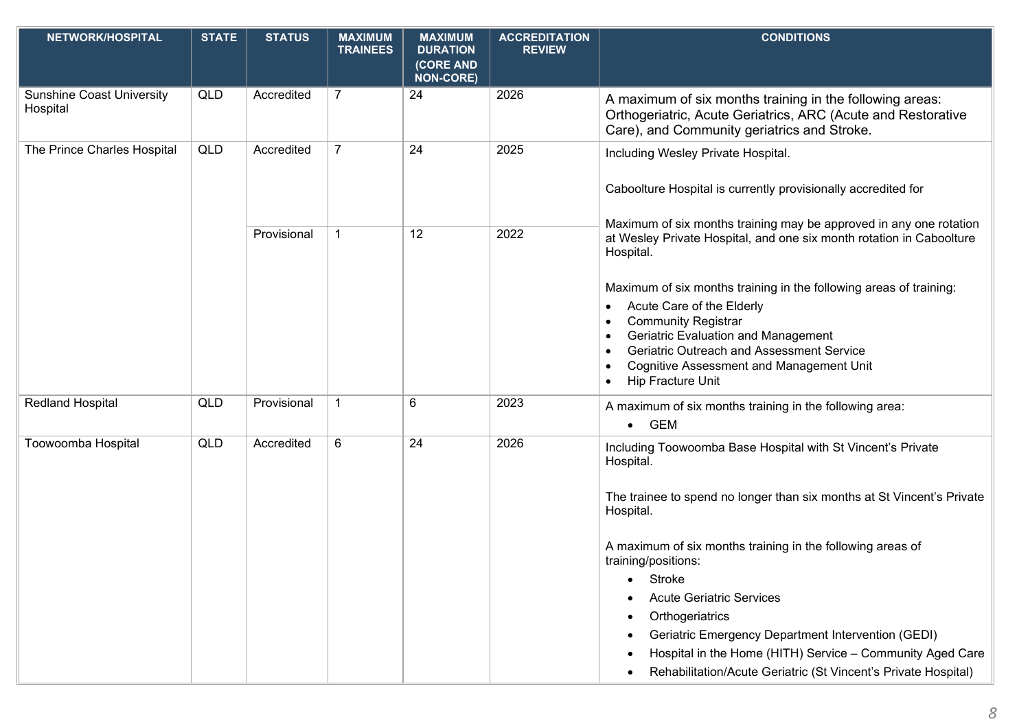| NETWORK/HOSPITAL | STATE | STATUS | MAXIMUM TRAINEES | MAXIMUM DURATION (CORE AND NON-CORE) | ACCREDITATION REVIEW | CONDITIONS |
|---|---|---|---|---|---|---|
| Sunshine Coast University Hospital | QLD | Accredited | 7 | 24 | 2026 | A maximum of six months training in the following areas: Orthogeriatric, Acute Geriatrics, ARC (Acute and Restorative Care), and Community geriatrics and Stroke. |
| The Prince Charles Hospital | QLD | Accredited | 7 | 24 | 2025 | Including Wesley Private Hospital.<br><br>Caboolture Hospital is currently provisionally accredited for<br><br>Maximum of six months training may be approved in any one rotation at Wesley Private Hospital, and one six month rotation in Caboolture Hospital.<br><br>Maximum of six months training in the following areas of training:<br>• Acute Care of the Elderly<br>• Community Registrar<br>• Geriatric Evaluation and Management<br>• Geriatric Outreach and Assessment Service<br>• Cognitive Assessment and Management Unit<br>• Hip Fracture Unit |
| | | Provisional | 1 | 12 | 2022 | |
| Redland Hospital | QLD | Provisional | 1 | 6 | 2023 | A maximum of six months training in the following area:<br>• GEM |
| Toowoomba Hospital | QLD | Accredited | 6 | 24 | 2026 | Including Toowoomba Base Hospital with St Vincent's Private Hospital.<br><br>The trainee to spend no longer than six months at St Vincent's Private Hospital.<br><br>A maximum of six months training in the following areas of training/positions:<br>• Stroke<br>• Acute Geriatric Services<br>• Orthogeriatrics<br>• Geriatric Emergency Department Intervention (GEDI)<br>• Hospital in the Home (HITH) Service – Community Aged Care<br>• Rehabilitation/Acute Geriatric (St Vincent's Private Hospital) |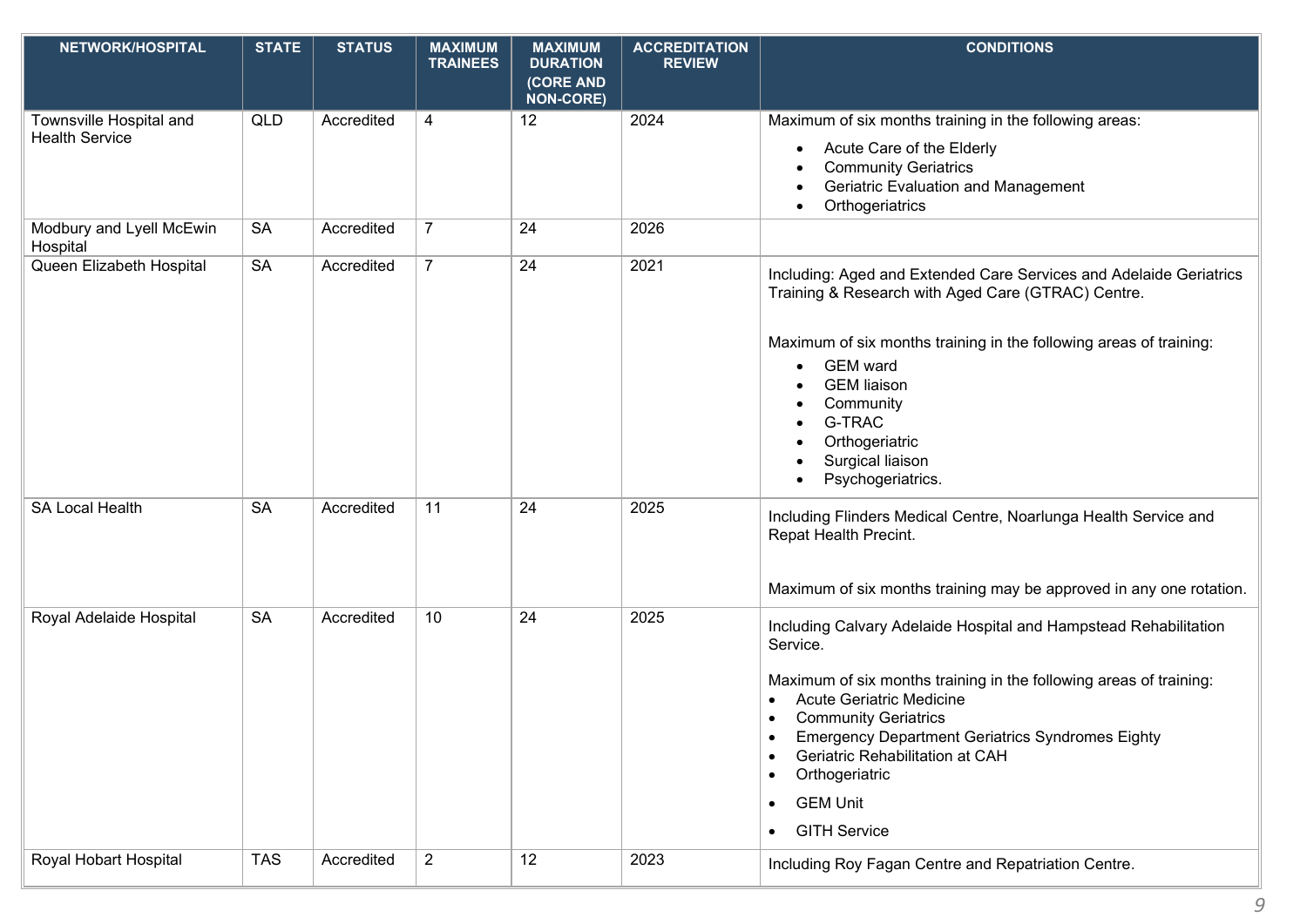| NETWORK/HOSPITAL | STATE | STATUS | MAXIMUM TRAINEES | MAXIMUM DURATION (CORE AND NON-CORE) | ACCREDITATION REVIEW | CONDITIONS |
|---|---|---|---|---|---|---|
| Townsville Hospital and Health Service | QLD | Accredited | 4 | 12 | 2024 | Maximum of six months training in the following areas:<br>• Acute Care of the Elderly<br>• Community Geriatrics<br>• Geriatric Evaluation and Management<br>• Orthogeriatrics |
| Modbury and Lyell McEwin Hospital | SA | Accredited | 7 | 24 | 2026 | |
| Queen Elizabeth Hospital | SA | Accredited | 7 | 24 | 2021 | Including: Aged and Extended Care Services and Adelaide Geriatrics Training & Research with Aged Care (GTRAC) Centre.<br><br>Maximum of six months training in the following areas of training:<br>• GEM ward<br>• GEM liaison<br>• Community<br>• G-TRAC<br>• Orthogeriatric<br>• Surgical liaison<br>• Psychogeriatrics. |
| SA Local Health | SA | Accredited | 11 | 24 | 2025 | Including Flinders Medical Centre, Noarlunga Health Service and Repat Health Precint.<br><br>Maximum of six months training may be approved in any one rotation. |
| Royal Adelaide Hospital | SA | Accredited | 10 | 24 | 2025 | Including Calvary Adelaide Hospital and Hampstead Rehabilitation Service.<br><br>Maximum of six months training in the following areas of training:<br>• Acute Geriatric Medicine<br>• Community Geriatrics<br>• Emergency Department Geriatrics Syndromes Eighty<br>• Geriatric Rehabilitation at CAH<br>• Orthogeriatric<br>• GEM Unit<br>• GITH Service |
| Royal Hobart Hospital | TAS | Accredited | 2 | 12 | 2023 | Including Roy Fagan Centre and Repatriation Centre. |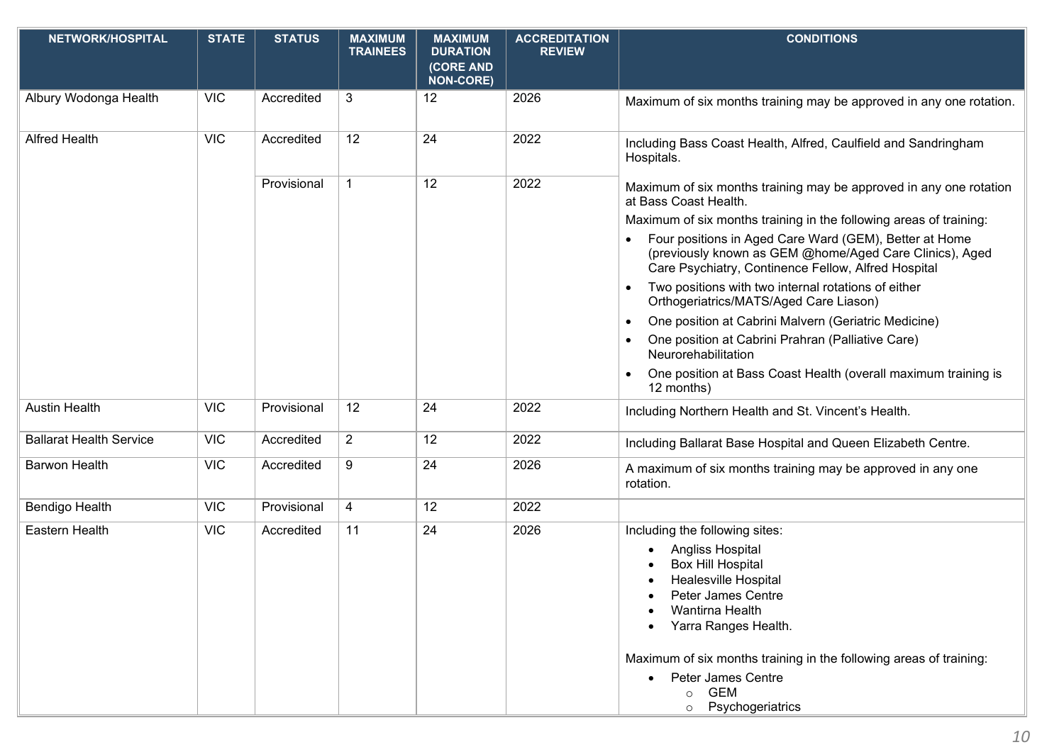| NETWORK/HOSPITAL | STATE | STATUS | MAXIMUM TRAINEES | MAXIMUM DURATION (CORE AND NON-CORE) | ACCREDITATION REVIEW | CONDITIONS |
|---|---|---|---|---|---|---|
| Albury Wodonga Health | VIC | Accredited | 3 | 12 | 2026 | Maximum of six months training may be approved in any one rotation. |
| Alfred Health | VIC | Accredited | 12 | 24 | 2022 | Including Bass Coast Health, Alfred, Caulfield and Sandringham Hospitals. |
| | | Provisional | 1 | 12 | 2022 | Maximum of six months training may be approved in any one rotation at Bass Coast Health.<br>Maximum of six months training in the following areas of training:<br>• Four positions in Aged Care Ward (GEM), Better at Home (previously known as GEM @home/Aged Care Clinics), Aged Care Psychiatry, Continence Fellow, Alfred Hospital<br>• Two positions with two internal rotations of either Orthogeriatrics/MATS/Aged Care Liason)<br>• One position at Cabrini Malvern (Geriatric Medicine)<br>• One position at Cabrini Prahran (Palliative Care) Neurorehabilitation<br>• One position at Bass Coast Health (overall maximum training is 12 months) |
| Austin Health | VIC | Provisional | 12 | 24 | 2022 | Including Northern Health and St. Vincent's Health. |
| Ballarat Health Service | VIC | Accredited | 2 | 12 | 2022 | Including Ballarat Base Hospital and Queen Elizabeth Centre. |
| Barwon Health | VIC | Accredited | 9 | 24 | 2026 | A maximum of six months training may be approved in any one rotation. |
| Bendigo Health | VIC | Provisional | 4 | 12 | 2022 | |
| Eastern Health | VIC | Accredited | 11 | 24 | 2026 | Including the following sites:<br>• Angliss Hospital<br>• Box Hill Hospital<br>• Healesville Hospital<br>• Peter James Centre<br>• Wantirna Health<br>• Yarra Ranges Health.<br><br>Maximum of six months training in the following areas of training:<br>• Peter James Centre<br>  ○ GEM<br>  ○ Psychogeriatrics |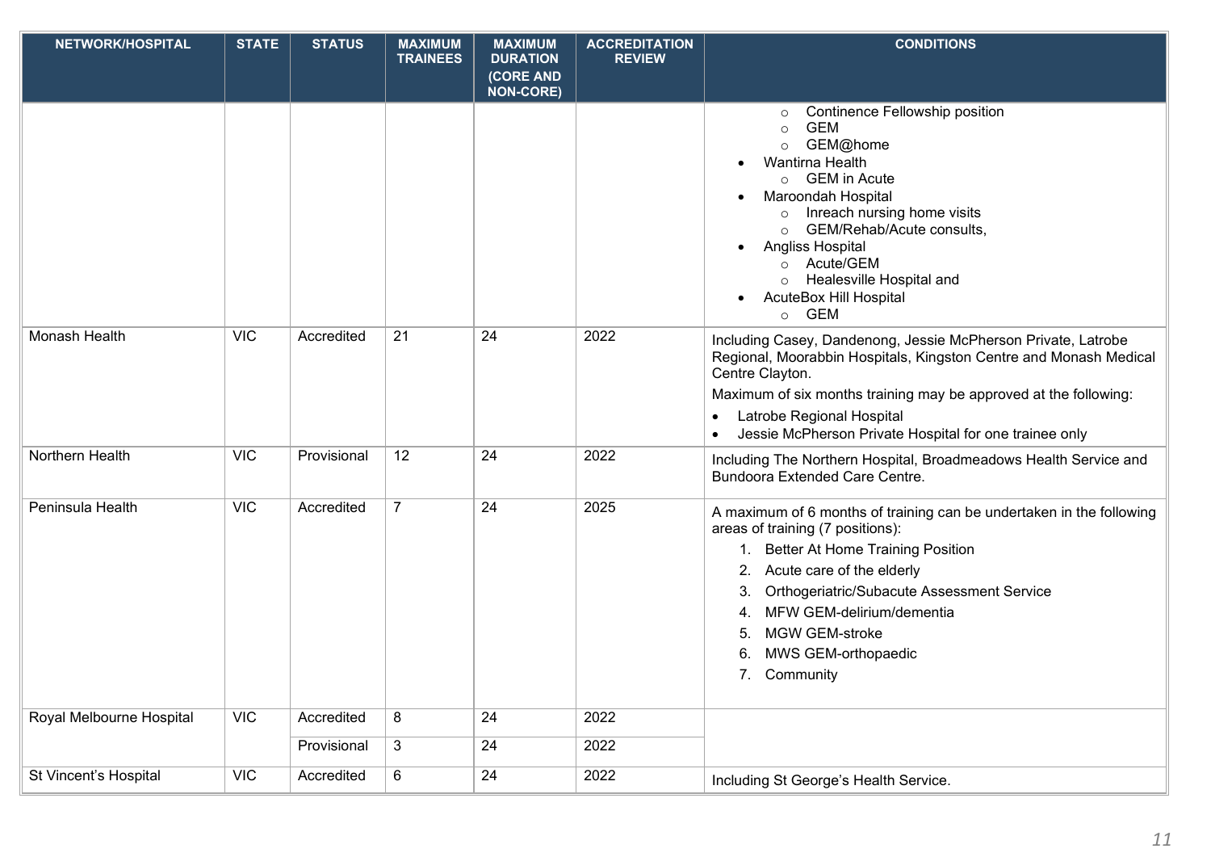| NETWORK/HOSPITAL | STATE | STATUS | MAXIMUM TRAINEES | MAXIMUM DURATION (CORE AND NON-CORE) | ACCREDITATION REVIEW | CONDITIONS |
|---|---|---|---|---|---|---|
| | | | | | | ○ Continence Fellowship position<br>○ GEM<br>○ GEM@home<br>• Wantirna Health<br>○ GEM in Acute<br>• Maroondah Hospital<br>○ Inreach nursing home visits<br>○ GEM/Rehab/Acute consults,<br>• Angliss Hospital<br>○ Acute/GEM<br>○ Healesville Hospital and<br>• AcuteBox Hill Hospital<br>○ GEM |
| Monash Health | VIC | Accredited | 21 | 24 | 2022 | Including Casey, Dandenong, Jessie McPherson Private, Latrobe Regional, Moorabbin Hospitals, Kingston Centre and Monash Medical Centre Clayton.<br>Maximum of six months training may be approved at the following:<br>• Latrobe Regional Hospital<br>• Jessie McPherson Private Hospital for one trainee only |
| Northern Health | VIC | Provisional | 12 | 24 | 2022 | Including The Northern Hospital, Broadmeadows Health Service and Bundoora Extended Care Centre. |
| Peninsula Health | VIC | Accredited | 7 | 24 | 2025 | A maximum of 6 months of training can be undertaken in the following areas of training (7 positions):<br>1. Better At Home Training Position<br>2. Acute care of the elderly<br>3. Orthogeriatric/Subacute Assessment Service<br>4. MFW GEM-delirium/dementia<br>5. MGW GEM-stroke<br>6. MWS GEM-orthopaedic<br>7. Community |
| Royal Melbourne Hospital | VIC | Accredited | 8 | 24 | 2022 | |
| | | Provisional | 3 | 24 | 2022 | |
| St Vincent's Hospital | VIC | Accredited | 6 | 24 | 2022 | Including St George's Health Service. |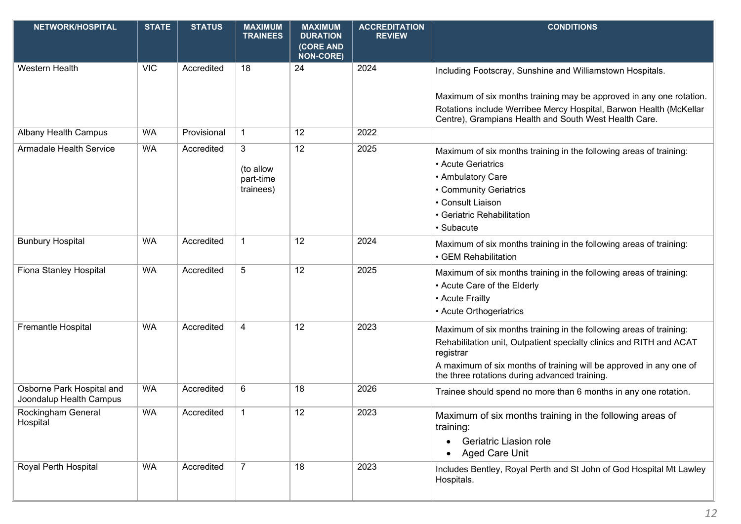| NETWORK/HOSPITAL | STATE | STATUS | MAXIMUM TRAINEES | MAXIMUM DURATION (CORE AND NON-CORE) | ACCREDITATION REVIEW | CONDITIONS |
|---|---|---|---|---|---|---|
| Western Health | VIC | Accredited | 18 | 24 | 2024 | Including Footscray, Sunshine and Williamstown Hospitals.<br><br>Maximum of six months training may be approved in any one rotation.<br>Rotations include Werribee Mercy Hospital, Barwon Health (McKellar Centre), Grampians Health and South West Health Care. |
| Albany Health Campus | WA | Provisional | 1 | 12 | 2022 | |
| Armadale Health Service | WA | Accredited | 3<br><br>(to allow part-time trainees) | 12 | 2025 | Maximum of six months training in the following areas of training:<br>• Acute Geriatrics<br>• Ambulatory Care<br>• Community Geriatrics<br>• Consult Liaison<br>• Geriatric Rehabilitation<br>• Subacute |
| Bunbury Hospital | WA | Accredited | 1 | 12 | 2024 | Maximum of six months training in the following areas of training:<br>• GEM Rehabilitation |
| Fiona Stanley Hospital | WA | Accredited | 5 | 12 | 2025 | Maximum of six months training in the following areas of training:<br>• Acute Care of the Elderly<br>• Acute Frailty<br>• Acute Orthogeriatrics |
| Fremantle Hospital | WA | Accredited | 4 | 12 | 2023 | Maximum of six months training in the following areas of training:<br>Rehabilitation unit, Outpatient specialty clinics and RITH and ACAT registrar<br>A maximum of six months of training will be approved in any one of the three rotations during advanced training. |
| Osborne Park Hospital and Joondalup Health Campus | WA | Accredited | 6 | 18 | 2026 | Trainee should spend no more than 6 months in any one rotation. |
| Rockingham General Hospital | WA | Accredited | 1 | 12 | 2023 | Maximum of six months training in the following areas of training:<br>• Geriatric Liasion role<br>• Aged Care Unit |
| Royal Perth Hospital | WA | Accredited | 7 | 18 | 2023 | Includes Bentley, Royal Perth and St John of God Hospital Mt Lawley Hospitals. |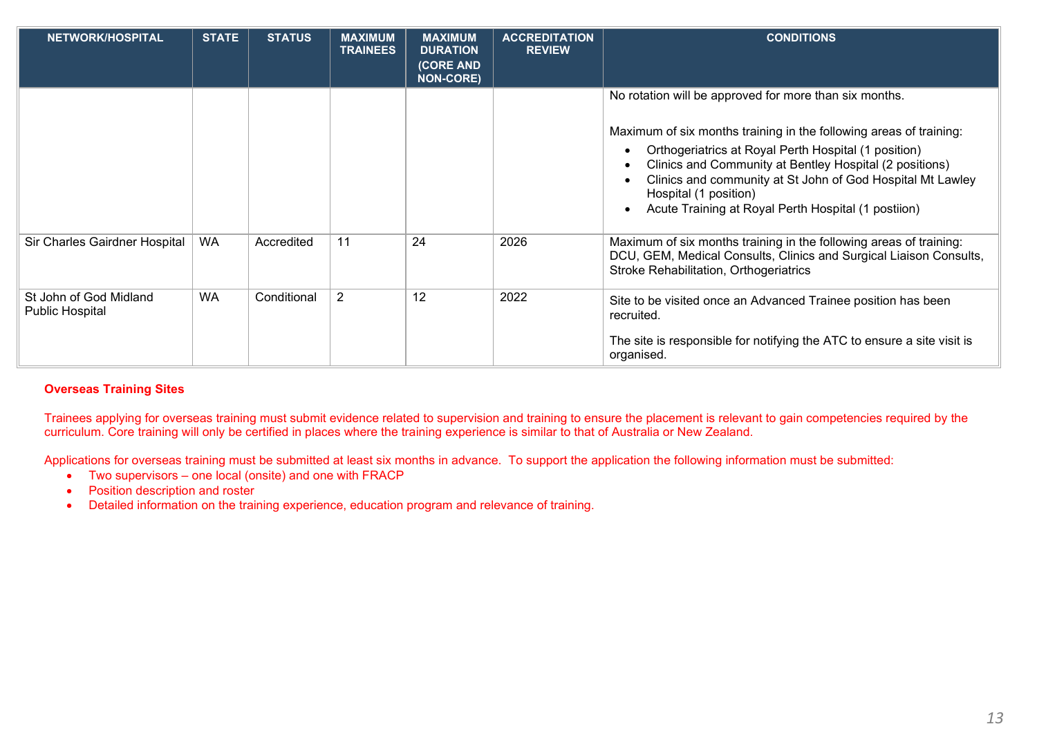| NETWORK/HOSPITAL | STATE | STATUS | MAXIMUM TRAINEES | MAXIMUM DURATION (CORE AND NON-CORE) | ACCREDITATION REVIEW | CONDITIONS |
|---|---|---|---|---|---|---|
| | | | | | | No rotation will be approved for more than six months.<br><br>Maximum of six months training in the following areas of training:<br>• Orthogeriatrics at Royal Perth Hospital (1 position)<br>• Clinics and Community at Bentley Hospital (2 positions)<br>• Clinics and community at St John of God Hospital Mt Lawley Hospital (1 position)<br>• Acute Training at Royal Perth Hospital (1 postiion) |
| Sir Charles Gairdner Hospital | WA | Accredited | 11 | 24 | 2026 | Maximum of six months training in the following areas of training: DCU, GEM, Medical Consults, Clinics and Surgical Liaison Consults, Stroke Rehabilitation, Orthogeriatrics |
| St John of God Midland Public Hospital | WA | Conditional | 2 | 12 | 2022 | Site to be visited once an Advanced Trainee position has been recruited.<br><br>The site is responsible for notifying the ATC to ensure a site visit is organised. |

**Overseas Training Sites**

Trainees applying for overseas training must submit evidence related to supervision and training to ensure the placement is relevant to gain competencies required by the curriculum. Core training will only be certified in places where the training experience is similar to that of Australia or New Zealand.

Applications for overseas training must be submitted at least six months in advance. To support the application the following information must be submitted:

- Two supervisors – one local (onsite) and one with FRACP
- Position description and roster
- Detailed information on the training experience, education program and relevance of training.